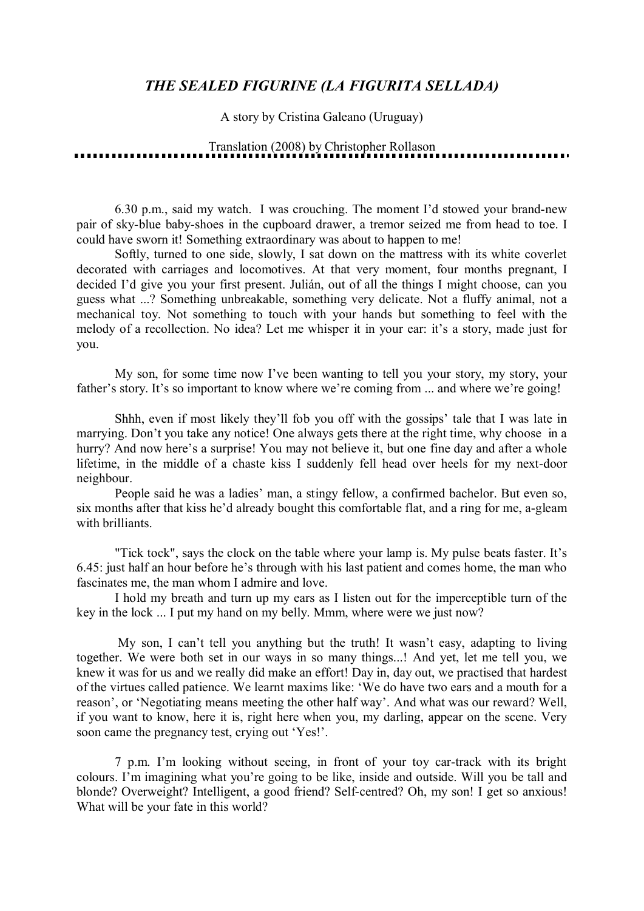# *THE SEALED FIGURINE (LA FIGURITA SELLADA)*

A story by Cristina Galeano (Uruguay)

Translation (2008) by Christopher Rollason

---

6.30 p.m., said my watch. I was crouching. The moment I'd stowed your brand-new pair of sky-blue baby-shoes in the cupboard drawer, a tremor seized me from head to toe. I could have sworn it! Something extraordinary was about to happen to me!

Softly, turned to one side, slowly, I sat down on the mattress with its white coverlet decorated with carriages and locomotives. At that very moment, four months pregnant, I decided I'd give you your first present. Julián, out of all the things I might choose, can you guess what ...? Something unbreakable, something very delicate. Not a fluffy animal, not a mechanical toy. Not something to touch with your hands but something to feel with the melody of a recollection. No idea? Let me whisper it in your ear: it's a story, made just for you.

My son, for some time now I've been wanting to tell you your story, my story, your father's story. It's so important to know where we're coming from ... and where we're going!

Shhh, even if most likely they'll fob you off with the gossips' tale that I was late in marrying. Don't you take any notice! One always gets there at the right time, why choose in a hurry? And now here's a surprise! You may not believe it, but one fine day and after a whole lifetime, in the middle of a chaste kiss I suddenly fell head over heels for my next-door neighbour.

People said he was a ladies' man, a stingy fellow, a confirmed bachelor. But even so, six months after that kiss he'd already bought this comfortable flat, and a ring for me, a-gleam with brilliants.

"Tick tock", says the clock on the table where your lamp is. My pulse beats faster. It's 6.45: just half an hour before he's through with his last patient and comes home, the man who fascinates me, the man whom I admire and love.

I hold my breath and turn up my ears as I listen out for the imperceptible turn of the key in the lock ... I put my hand on my belly. Mmm, where were we just now?

My son, I can't tell you anything but the truth! It wasn't easy, adapting to living together. We were both set in our ways in so many things...! And yet, let me tell you, we knew it was for us and we really did make an effort! Day in, day out, we practised that hardest of the virtues called patience. We learnt maxims like: 'We do have two ears and a mouth for a reason', or 'Negotiating means meeting the other half way'. And what was our reward? Well, if you want to know, here it is, right here when you, my darling, appear on the scene. Very soon came the pregnancy test, crying out 'Yes!'.

7 p.m. I'm looking without seeing, in front of your toy car-track with its bright colours. I'm imagining what you're going to be like, inside and outside. Will you be tall and blonde? Overweight? Intelligent, a good friend? Self-centred? Oh, my son! I get so anxious! What will be your fate in this world?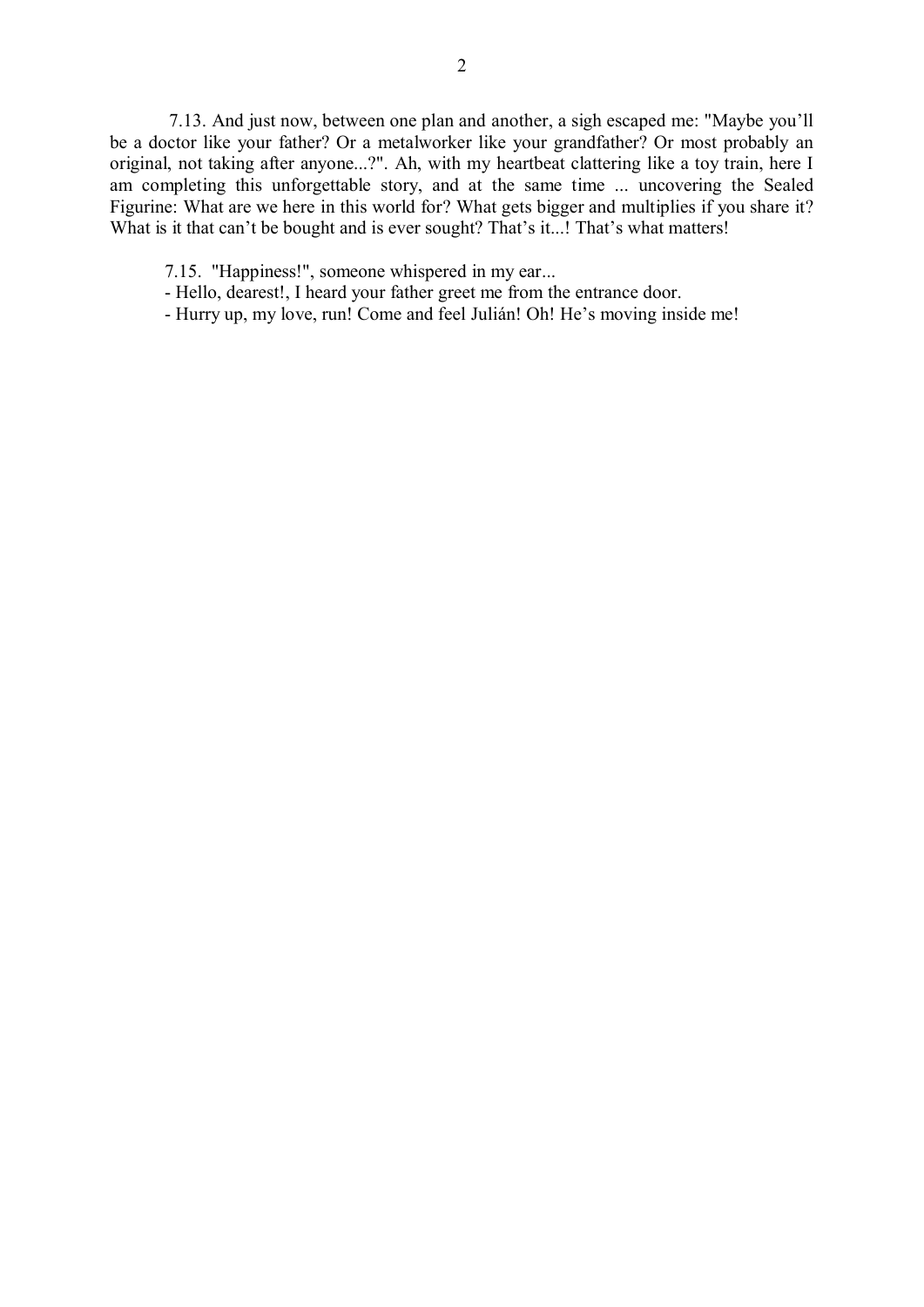7.13. And just now, between one plan and another, a sigh escaped me: "Maybe you'll be a doctor like your father? Or a metalworker like your grandfather? Or most probably an original, not taking after anyone...?". Ah, with my heartbeat clattering like a toy train, here I am completing this unforgettable story, and at the same time ... uncovering the Sealed Figurine: What are we here in this world for? What gets bigger and multiplies if you share it? What is it that can't be bought and is ever sought? That's it...! That's what matters!

7.15. "Happiness!", someone whispered in my ear...

- Hello, dearest!, I heard your father greet me from the entrance door.
- Hurry up, my love, run! Come and feel Julián! Oh! He's moving inside me!